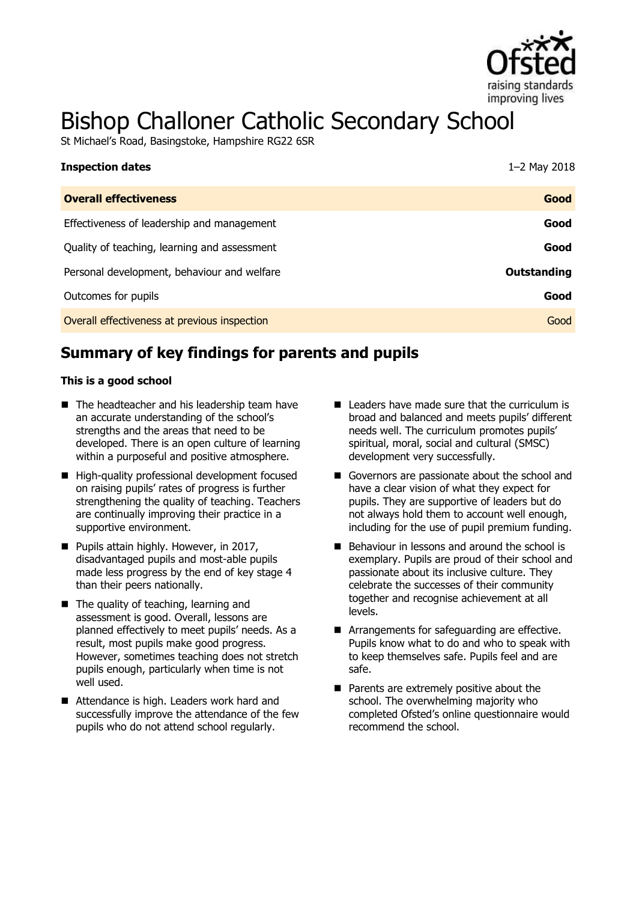# Bishop Challoner Catholic Secondary School

St Michael's Road, Basingstoke, Hampshire RG22 6SR

| **Inspection dates** | 1–2 May 2018 |
| --- | --- |
| **Overall effectiveness** | **Good** |
| Effectiveness of leadership and management | **Good** |
| Quality of teaching, learning and assessment | **Good** |
| Personal development, behaviour and welfare | **Outstanding** |
| Outcomes for pupils | **Good** |
| Overall effectiveness at previous inspection | Good |

## Summary of key findings for parents and pupils

**This is a good school**

- The headteacher and his leadership team have an accurate understanding of the school's strengths and the areas that need to be developed. There is an open culture of learning within a purposeful and positive atmosphere.
- High-quality professional development focused on raising pupils' rates of progress is further strengthening the quality of teaching. Teachers are continually improving their practice in a supportive environment.
- Pupils attain highly. However, in 2017, disadvantaged pupils and most-able pupils made less progress by the end of key stage 4 than their peers nationally.
- The quality of teaching, learning and assessment is good. Overall, lessons are planned effectively to meet pupils' needs. As a result, most pupils make good progress. However, sometimes teaching does not stretch pupils enough, particularly when time is not well used.
- Attendance is high. Leaders work hard and successfully improve the attendance of the few pupils who do not attend school regularly.
- Leaders have made sure that the curriculum is broad and balanced and meets pupils' different needs well. The curriculum promotes pupils' spiritual, moral, social and cultural (SMSC) development very successfully.
- Governors are passionate about the school and have a clear vision of what they expect for pupils. They are supportive of leaders but do not always hold them to account well enough, including for the use of pupil premium funding.
- Behaviour in lessons and around the school is exemplary. Pupils are proud of their school and passionate about its inclusive culture. They celebrate the successes of their community together and recognise achievement at all levels.
- Arrangements for safeguarding are effective. Pupils know what to do and who to speak with to keep themselves safe. Pupils feel and are safe.
- Parents are extremely positive about the school. The overwhelming majority who completed Ofsted's online questionnaire would recommend the school.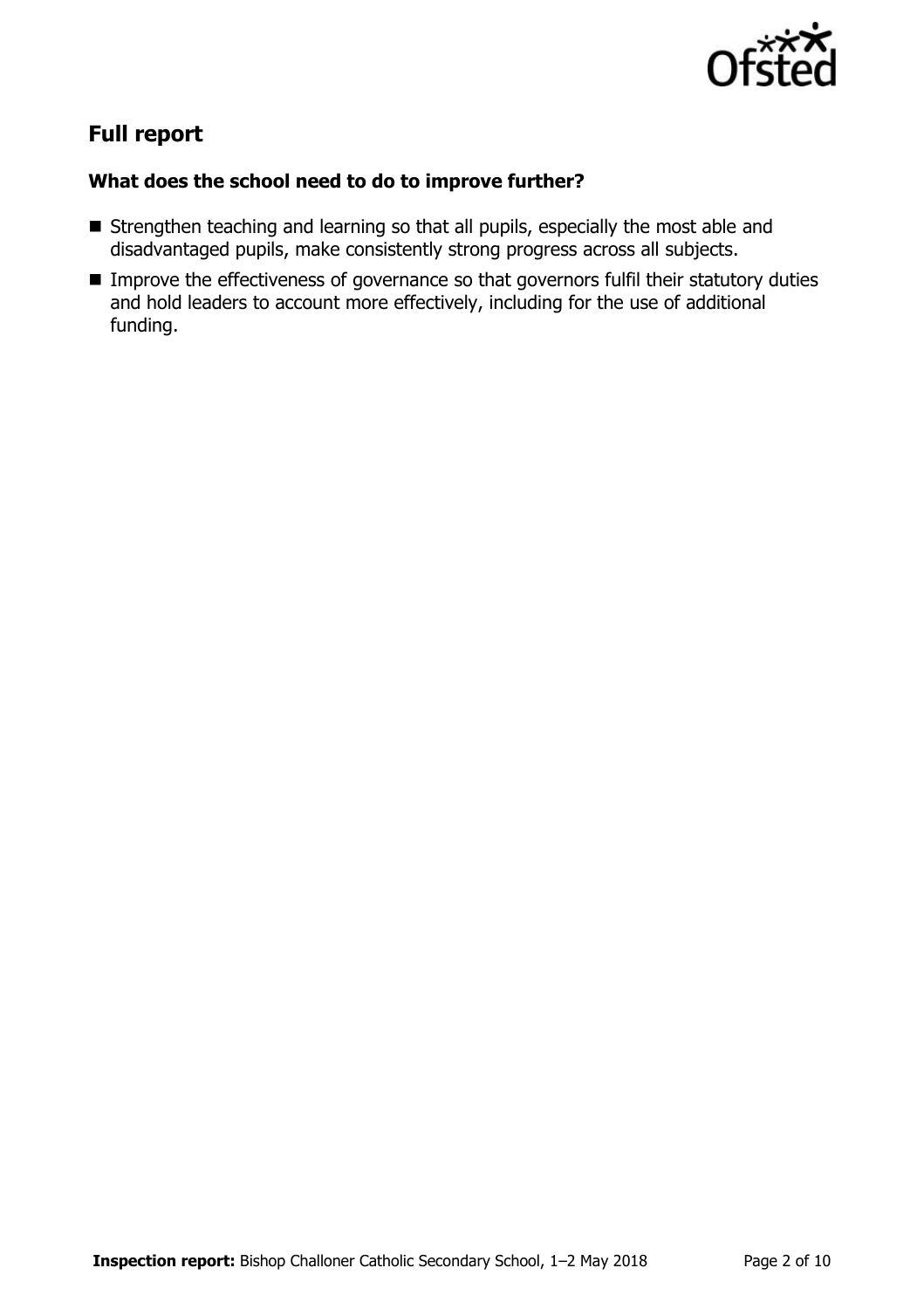## Full report

### What does the school need to do to improve further?

- Strengthen teaching and learning so that all pupils, especially the most able and disadvantaged pupils, make consistently strong progress across all subjects.
- Improve the effectiveness of governance so that governors fulfil their statutory duties and hold leaders to account more effectively, including for the use of additional funding.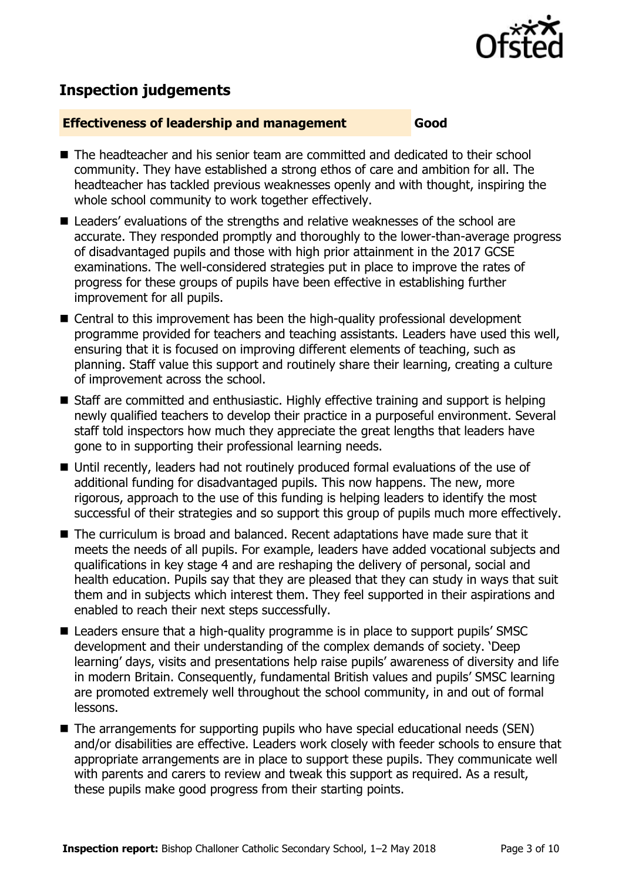## Inspection judgements

**Effectiveness of leadership and management** **Good**

- The headteacher and his senior team are committed and dedicated to their school community. They have established a strong ethos of care and ambition for all. The headteacher has tackled previous weaknesses openly and with thought, inspiring the whole school community to work together effectively.
- Leaders' evaluations of the strengths and relative weaknesses of the school are accurate. They responded promptly and thoroughly to the lower-than-average progress of disadvantaged pupils and those with high prior attainment in the 2017 GCSE examinations. The well-considered strategies put in place to improve the rates of progress for these groups of pupils have been effective in establishing further improvement for all pupils.
- Central to this improvement has been the high-quality professional development programme provided for teachers and teaching assistants. Leaders have used this well, ensuring that it is focused on improving different elements of teaching, such as planning. Staff value this support and routinely share their learning, creating a culture of improvement across the school.
- Staff are committed and enthusiastic. Highly effective training and support is helping newly qualified teachers to develop their practice in a purposeful environment. Several staff told inspectors how much they appreciate the great lengths that leaders have gone to in supporting their professional learning needs.
- Until recently, leaders had not routinely produced formal evaluations of the use of additional funding for disadvantaged pupils. This now happens. The new, more rigorous, approach to the use of this funding is helping leaders to identify the most successful of their strategies and so support this group of pupils much more effectively.
- The curriculum is broad and balanced. Recent adaptations have made sure that it meets the needs of all pupils. For example, leaders have added vocational subjects and qualifications in key stage 4 and are reshaping the delivery of personal, social and health education. Pupils say that they are pleased that they can study in ways that suit them and in subjects which interest them. They feel supported in their aspirations and enabled to reach their next steps successfully.
- Leaders ensure that a high-quality programme is in place to support pupils' SMSC development and their understanding of the complex demands of society. 'Deep learning' days, visits and presentations help raise pupils' awareness of diversity and life in modern Britain. Consequently, fundamental British values and pupils' SMSC learning are promoted extremely well throughout the school community, in and out of formal lessons.
- The arrangements for supporting pupils who have special educational needs (SEN) and/or disabilities are effective. Leaders work closely with feeder schools to ensure that appropriate arrangements are in place to support these pupils. They communicate well with parents and carers to review and tweak this support as required. As a result, these pupils make good progress from their starting points.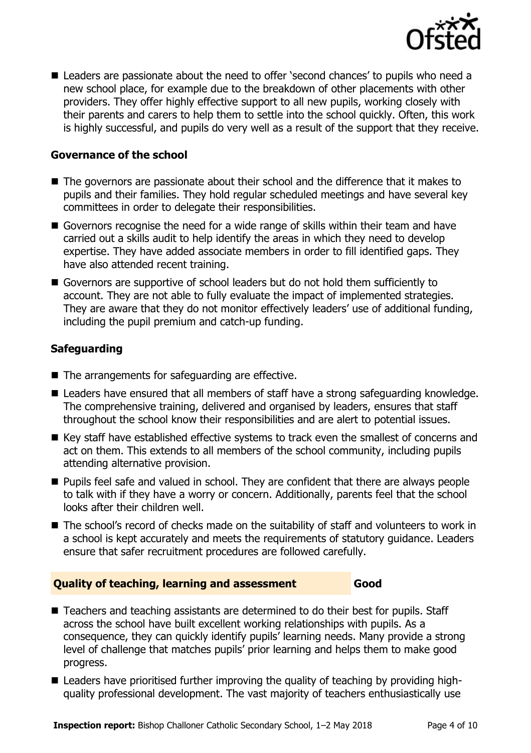- Leaders are passionate about the need to offer 'second chances' to pupils who need a new school place, for example due to the breakdown of other placements with other providers. They offer highly effective support to all new pupils, working closely with their parents and carers to help them to settle into the school quickly. Often, this work is highly successful, and pupils do very well as a result of the support that they receive.

### Governance of the school

- The governors are passionate about their school and the difference that it makes to pupils and their families. They hold regular scheduled meetings and have several key committees in order to delegate their responsibilities.
- Governors recognise the need for a wide range of skills within their team and have carried out a skills audit to help identify the areas in which they need to develop expertise. They have added associate members in order to fill identified gaps. They have also attended recent training.
- Governors are supportive of school leaders but do not hold them sufficiently to account. They are not able to fully evaluate the impact of implemented strategies. They are aware that they do not monitor effectively leaders' use of additional funding, including the pupil premium and catch-up funding.

### Safeguarding

- The arrangements for safeguarding are effective.
- Leaders have ensured that all members of staff have a strong safeguarding knowledge. The comprehensive training, delivered and organised by leaders, ensures that staff throughout the school know their responsibilities and are alert to potential issues.
- Key staff have established effective systems to track even the smallest of concerns and act on them. This extends to all members of the school community, including pupils attending alternative provision.
- Pupils feel safe and valued in school. They are confident that there are always people to talk with if they have a worry or concern. Additionally, parents feel that the school looks after their children well.
- The school's record of checks made on the suitability of staff and volunteers to work in a school is kept accurately and meets the requirements of statutory guidance. Leaders ensure that safer recruitment procedures are followed carefully.

## Quality of teaching, learning and assessment — Good

- Teachers and teaching assistants are determined to do their best for pupils. Staff across the school have built excellent working relationships with pupils. As a consequence, they can quickly identify pupils' learning needs. Many provide a strong level of challenge that matches pupils' prior learning and helps them to make good progress.
- Leaders have prioritised further improving the quality of teaching by providing high-quality professional development. The vast majority of teachers enthusiastically use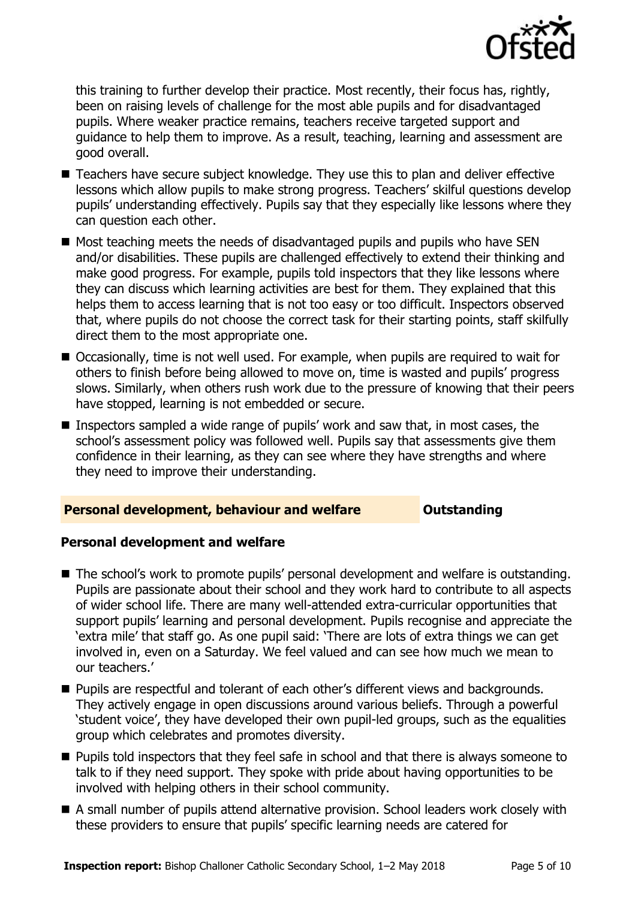this training to further develop their practice. Most recently, their focus has, rightly, been on raising levels of challenge for the most able pupils and for disadvantaged pupils. Where weaker practice remains, teachers receive targeted support and guidance to help them to improve. As a result, teaching, learning and assessment are good overall.

- Teachers have secure subject knowledge. They use this to plan and deliver effective lessons which allow pupils to make strong progress. Teachers' skilful questions develop pupils' understanding effectively. Pupils say that they especially like lessons where they can question each other.
- Most teaching meets the needs of disadvantaged pupils and pupils who have SEN and/or disabilities. These pupils are challenged effectively to extend their thinking and make good progress. For example, pupils told inspectors that they like lessons where they can discuss which learning activities are best for them. They explained that this helps them to access learning that is not too easy or too difficult. Inspectors observed that, where pupils do not choose the correct task for their starting points, staff skilfully direct them to the most appropriate one.
- Occasionally, time is not well used. For example, when pupils are required to wait for others to finish before being allowed to move on, time is wasted and pupils' progress slows. Similarly, when others rush work due to the pressure of knowing that their peers have stopped, learning is not embedded or secure.
- Inspectors sampled a wide range of pupils' work and saw that, in most cases, the school's assessment policy was followed well. Pupils say that assessments give them confidence in their learning, as they can see where they have strengths and where they need to improve their understanding.

## Personal development, behaviour and welfare — Outstanding

### Personal development and welfare

- The school's work to promote pupils' personal development and welfare is outstanding. Pupils are passionate about their school and they work hard to contribute to all aspects of wider school life. There are many well-attended extra-curricular opportunities that support pupils' learning and personal development. Pupils recognise and appreciate the 'extra mile' that staff go. As one pupil said: 'There are lots of extra things we can get involved in, even on a Saturday. We feel valued and can see how much we mean to our teachers.'
- Pupils are respectful and tolerant of each other's different views and backgrounds. They actively engage in open discussions around various beliefs. Through a powerful 'student voice', they have developed their own pupil-led groups, such as the equalities group which celebrates and promotes diversity.
- Pupils told inspectors that they feel safe in school and that there is always someone to talk to if they need support. They spoke with pride about having opportunities to be involved with helping others in their school community.
- A small number of pupils attend alternative provision. School leaders work closely with these providers to ensure that pupils' specific learning needs are catered for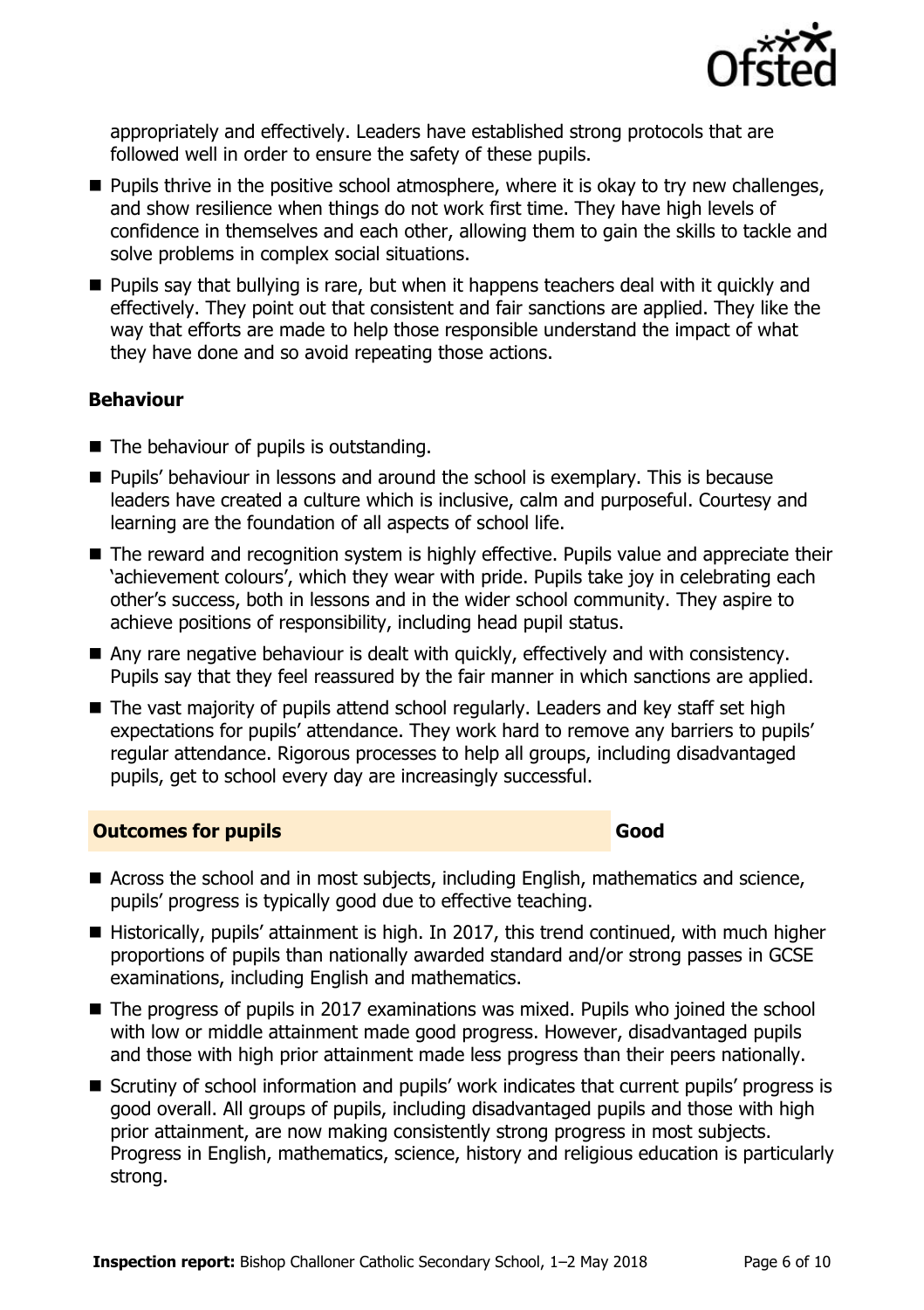appropriately and effectively. Leaders have established strong protocols that are followed well in order to ensure the safety of these pupils.

- Pupils thrive in the positive school atmosphere, where it is okay to try new challenges, and show resilience when things do not work first time. They have high levels of confidence in themselves and each other, allowing them to gain the skills to tackle and solve problems in complex social situations.
- Pupils say that bullying is rare, but when it happens teachers deal with it quickly and effectively. They point out that consistent and fair sanctions are applied. They like the way that efforts are made to help those responsible understand the impact of what they have done and so avoid repeating those actions.

### Behaviour

- The behaviour of pupils is outstanding.
- Pupils' behaviour in lessons and around the school is exemplary. This is because leaders have created a culture which is inclusive, calm and purposeful. Courtesy and learning are the foundation of all aspects of school life.
- The reward and recognition system is highly effective. Pupils value and appreciate their 'achievement colours', which they wear with pride. Pupils take joy in celebrating each other's success, both in lessons and in the wider school community. They aspire to achieve positions of responsibility, including head pupil status.
- Any rare negative behaviour is dealt with quickly, effectively and with consistency. Pupils say that they feel reassured by the fair manner in which sanctions are applied.
- The vast majority of pupils attend school regularly. Leaders and key staff set high expectations for pupils' attendance. They work hard to remove any barriers to pupils' regular attendance. Rigorous processes to help all groups, including disadvantaged pupils, get to school every day are increasingly successful.

## Outcomes for pupils — Good

- Across the school and in most subjects, including English, mathematics and science, pupils' progress is typically good due to effective teaching.
- Historically, pupils' attainment is high. In 2017, this trend continued, with much higher proportions of pupils than nationally awarded standard and/or strong passes in GCSE examinations, including English and mathematics.
- The progress of pupils in 2017 examinations was mixed. Pupils who joined the school with low or middle attainment made good progress. However, disadvantaged pupils and those with high prior attainment made less progress than their peers nationally.
- Scrutiny of school information and pupils' work indicates that current pupils' progress is good overall. All groups of pupils, including disadvantaged pupils and those with high prior attainment, are now making consistently strong progress in most subjects. Progress in English, mathematics, science, history and religious education is particularly strong.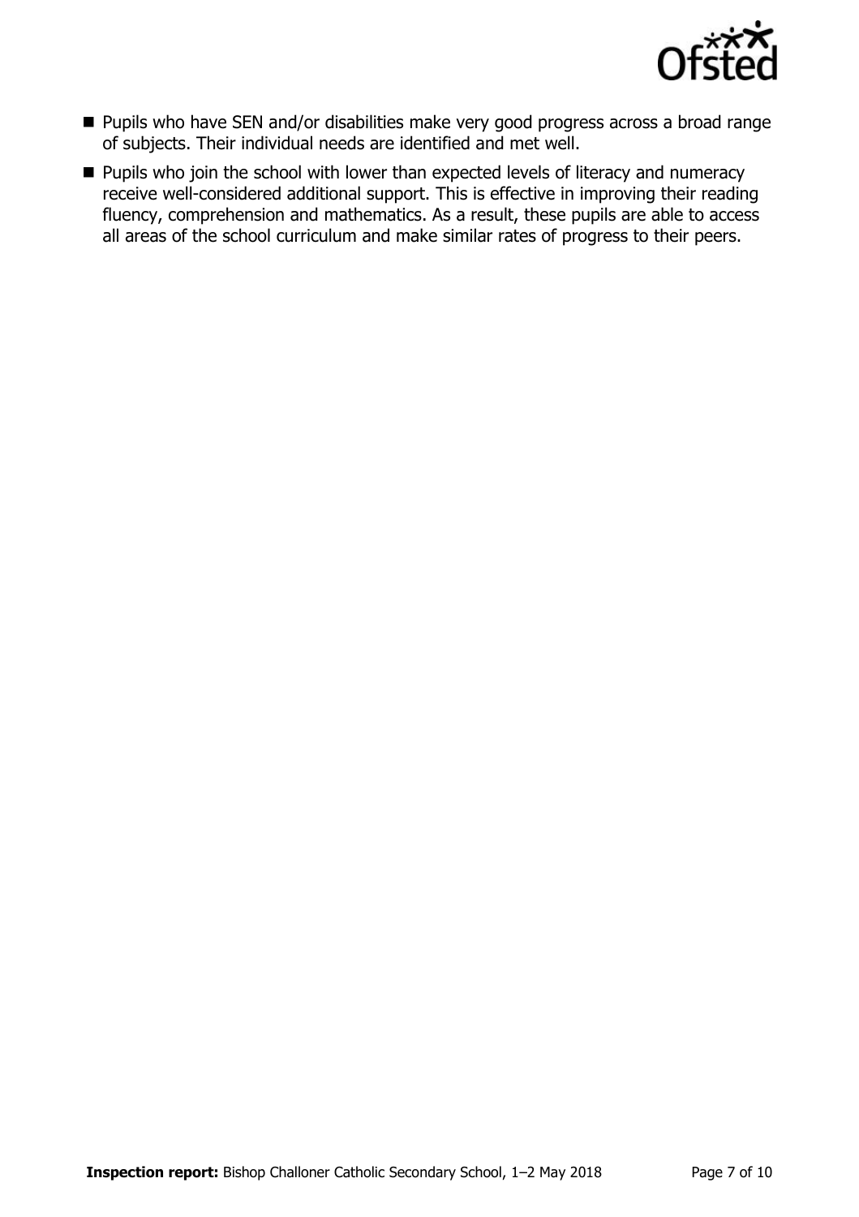- Pupils who have SEN and/or disabilities make very good progress across a broad range of subjects. Their individual needs are identified and met well.
- Pupils who join the school with lower than expected levels of literacy and numeracy receive well-considered additional support. This is effective in improving their reading fluency, comprehension and mathematics. As a result, these pupils are able to access all areas of the school curriculum and make similar rates of progress to their peers.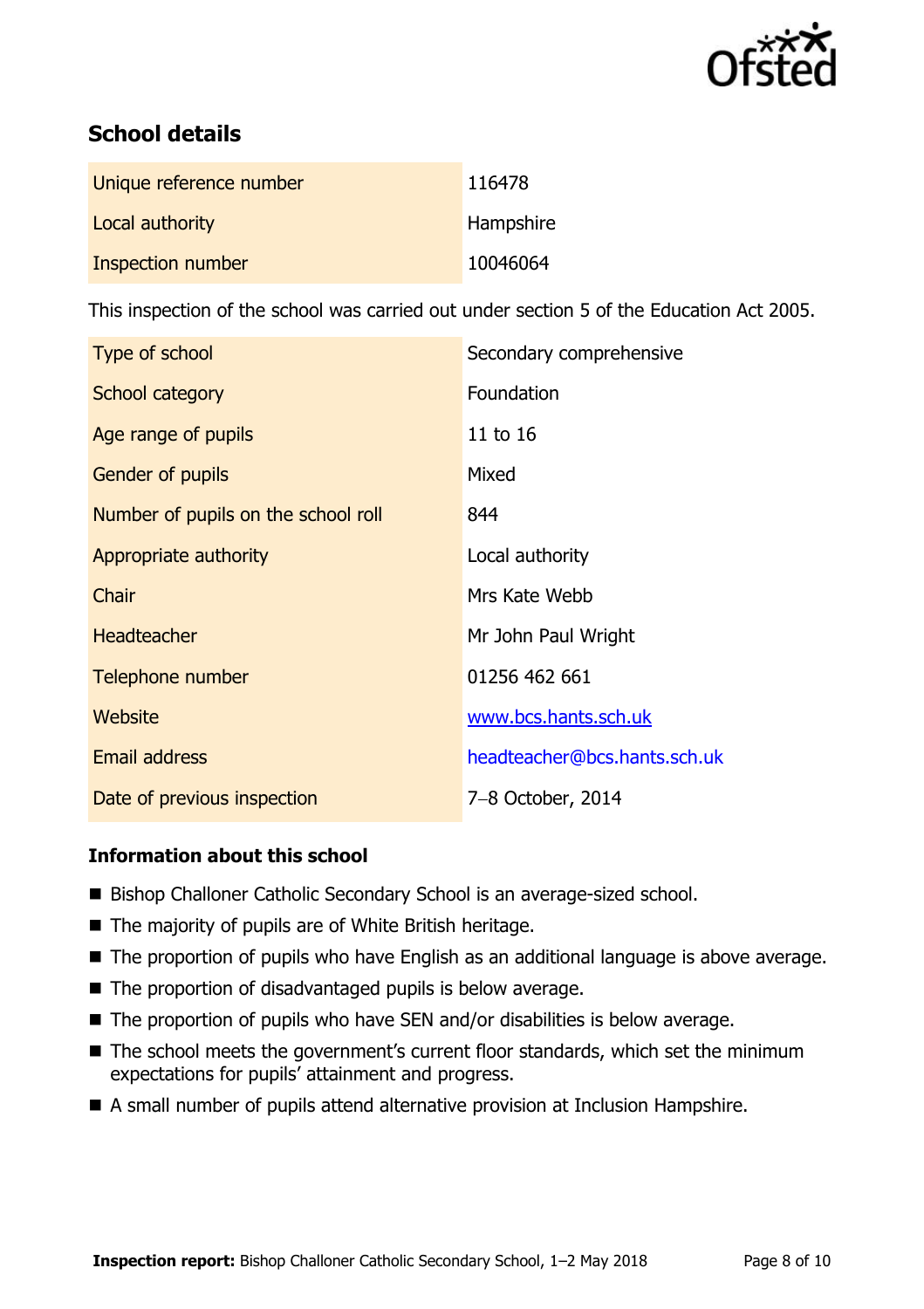## School details

| | |
|---|---|
| Unique reference number | 116478 |
| Local authority | Hampshire |
| Inspection number | 10046064 |

This inspection of the school was carried out under section 5 of the Education Act 2005.

| | |
|---|---|
| Type of school | Secondary comprehensive |
| School category | Foundation |
| Age range of pupils | 11 to 16 |
| Gender of pupils | Mixed |
| Number of pupils on the school roll | 844 |
| Appropriate authority | Local authority |
| Chair | Mrs Kate Webb |
| Headteacher | Mr John Paul Wright |
| Telephone number | 01256 462 661 |
| Website | www.bcs.hants.sch.uk |
| Email address | headteacher@bcs.hants.sch.uk |
| Date of previous inspection | 7–8 October, 2014 |

### Information about this school

- Bishop Challoner Catholic Secondary School is an average-sized school.
- The majority of pupils are of White British heritage.
- The proportion of pupils who have English as an additional language is above average.
- The proportion of disadvantaged pupils is below average.
- The proportion of pupils who have SEN and/or disabilities is below average.
- The school meets the government's current floor standards, which set the minimum expectations for pupils' attainment and progress.
- A small number of pupils attend alternative provision at Inclusion Hampshire.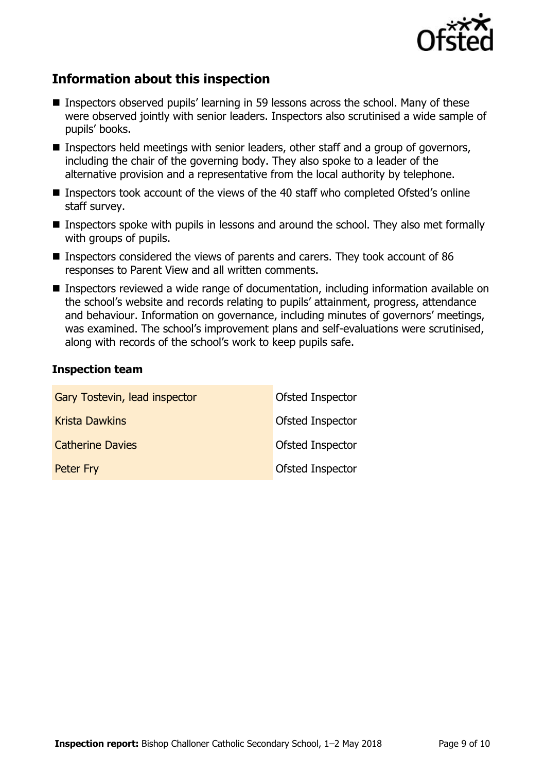## Information about this inspection

- Inspectors observed pupils' learning in 59 lessons across the school. Many of these were observed jointly with senior leaders. Inspectors also scrutinised a wide sample of pupils' books.
- Inspectors held meetings with senior leaders, other staff and a group of governors, including the chair of the governing body. They also spoke to a leader of the alternative provision and a representative from the local authority by telephone.
- Inspectors took account of the views of the 40 staff who completed Ofsted's online staff survey.
- Inspectors spoke with pupils in lessons and around the school. They also met formally with groups of pupils.
- Inspectors considered the views of parents and carers. They took account of 86 responses to Parent View and all written comments.
- Inspectors reviewed a wide range of documentation, including information available on the school's website and records relating to pupils' attainment, progress, attendance and behaviour. Information on governance, including minutes of governors' meetings, was examined. The school's improvement plans and self-evaluations were scrutinised, along with records of the school's work to keep pupils safe.

### Inspection team

| | |
|---|---|
| Gary Tostevin, lead inspector | Ofsted Inspector |
| Krista Dawkins | Ofsted Inspector |
| Catherine Davies | Ofsted Inspector |
| Peter Fry | Ofsted Inspector |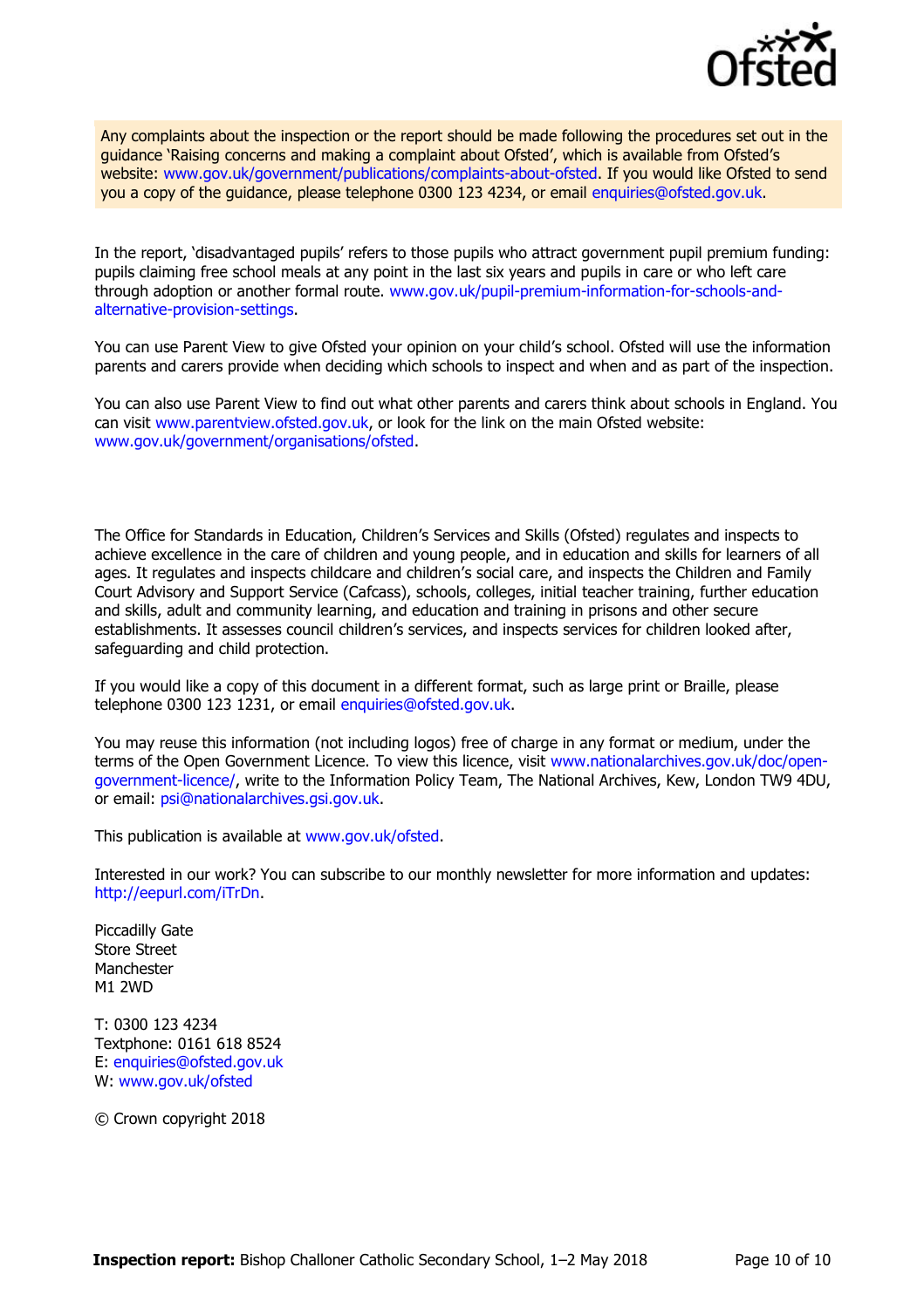Any complaints about the inspection or the report should be made following the procedures set out in the guidance 'Raising concerns and making a complaint about Ofsted', which is available from Ofsted's website: www.gov.uk/government/publications/complaints-about-ofsted. If you would like Ofsted to send you a copy of the guidance, please telephone 0300 123 4234, or email enquiries@ofsted.gov.uk.

In the report, 'disadvantaged pupils' refers to those pupils who attract government pupil premium funding: pupils claiming free school meals at any point in the last six years and pupils in care or who left care through adoption or another formal route. www.gov.uk/pupil-premium-information-for-schools-and-alternative-provision-settings.

You can use Parent View to give Ofsted your opinion on your child's school. Ofsted will use the information parents and carers provide when deciding which schools to inspect and when and as part of the inspection.

You can also use Parent View to find out what other parents and carers think about schools in England. You can visit www.parentview.ofsted.gov.uk, or look for the link on the main Ofsted website: www.gov.uk/government/organisations/ofsted.

The Office for Standards in Education, Children's Services and Skills (Ofsted) regulates and inspects to achieve excellence in the care of children and young people, and in education and skills for learners of all ages. It regulates and inspects childcare and children's social care, and inspects the Children and Family Court Advisory and Support Service (Cafcass), schools, colleges, initial teacher training, further education and skills, adult and community learning, and education and training in prisons and other secure establishments. It assesses council children's services, and inspects services for children looked after, safeguarding and child protection.

If you would like a copy of this document in a different format, such as large print or Braille, please telephone 0300 123 1231, or email enquiries@ofsted.gov.uk.

You may reuse this information (not including logos) free of charge in any format or medium, under the terms of the Open Government Licence. To view this licence, visit www.nationalarchives.gov.uk/doc/open-government-licence/, write to the Information Policy Team, The National Archives, Kew, London TW9 4DU, or email: psi@nationalarchives.gsi.gov.uk.

This publication is available at www.gov.uk/ofsted.

Interested in our work? You can subscribe to our monthly newsletter for more information and updates: http://eepurl.com/iTrDn.

Piccadilly Gate
Store Street
Manchester
M1 2WD

T: 0300 123 4234
Textphone: 0161 618 8524
E: enquiries@ofsted.gov.uk
W: www.gov.uk/ofsted

© Crown copyright 2018